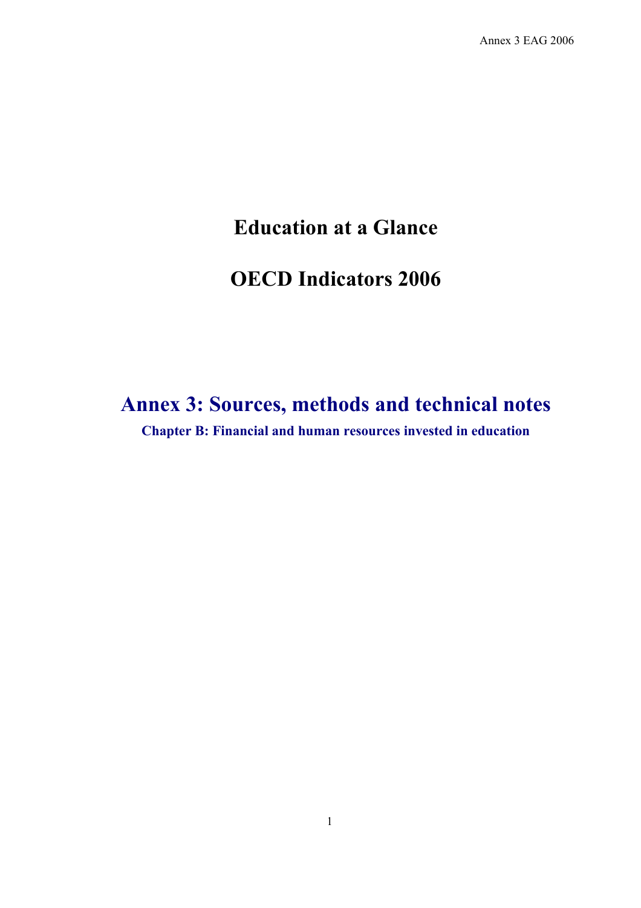# Education at a Glance

# OECD Indicators 2006

## Annex 3: Sources, methods and technical notes

### Chapter B: Financial and human resources invested in education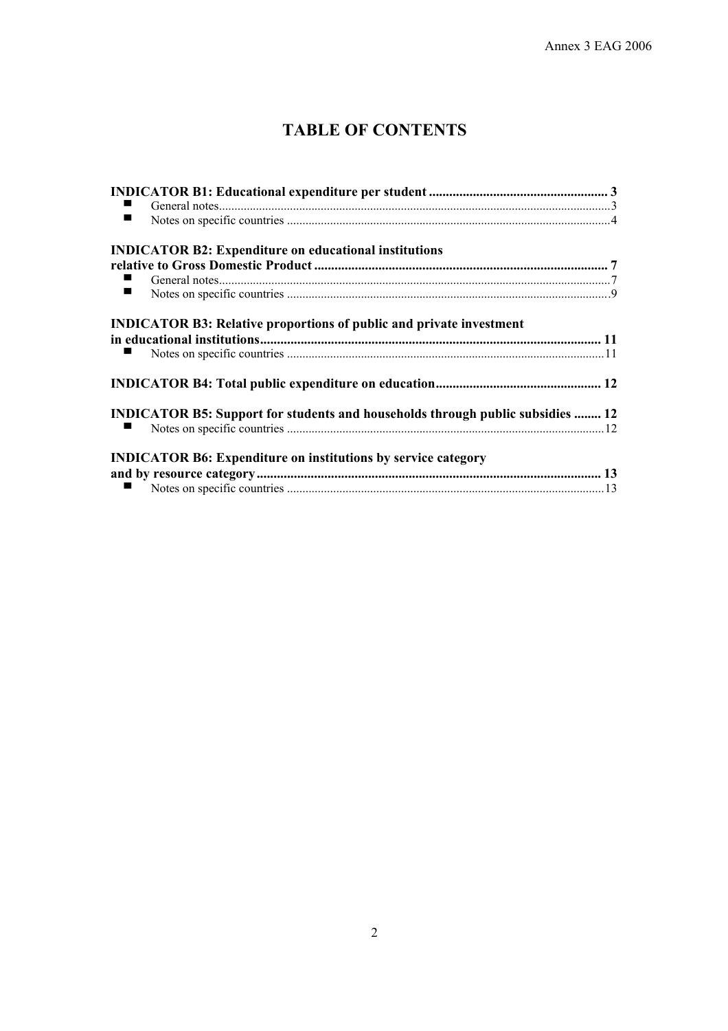# TABLE OF CONTENTS

**INDICATOR B1: Educational expenditure per student ..................................................... 3**

- General notes.............................................................................................................................3
- Notes on specific countries ........................................................................................................4

**INDICATOR B2: Expenditure on educational institutions relative to Gross Domestic Product ....................................................................................... 7**

- General notes.............................................................................................................................7
- Notes on specific countries ........................................................................................................9

**INDICATOR B3: Relative proportions of public and private investment in educational institutions.................................................................................................... 11**

- Notes on specific countries ......................................................................................................11

**INDICATOR B4: Total public expenditure on education................................................. 12**

**INDICATOR B5: Support for students and households through public subsidies ........ 12**

- Notes on specific countries ......................................................................................................12

**INDICATOR B6: Expenditure on institutions by service category and by resource category..................................................................................................... 13**

- Notes on specific countries ......................................................................................................13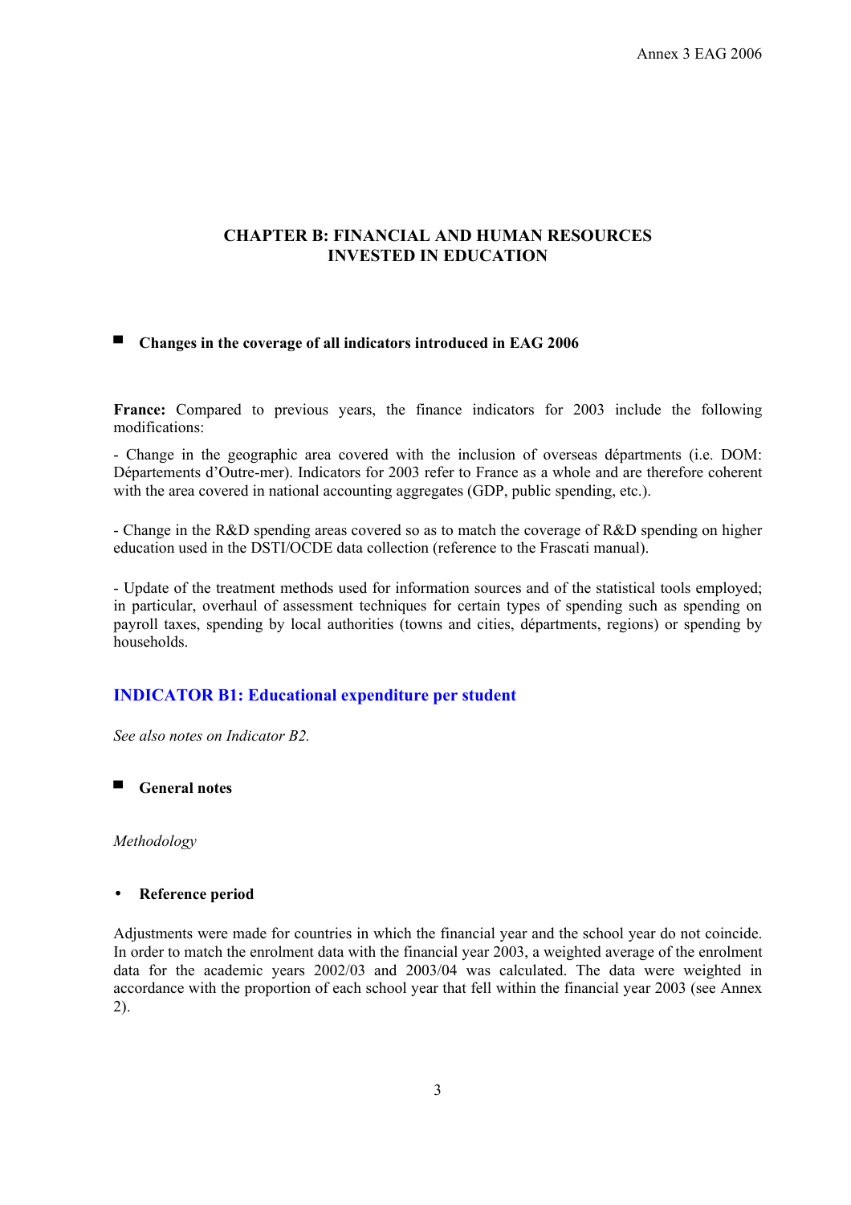## CHAPTER B: FINANCIAL AND HUMAN RESOURCES INVESTED IN EDUCATION

### Changes in the coverage of all indicators introduced in EAG 2006

**France:** Compared to previous years, the finance indicators for 2003 include the following modifications:

- Change in the geographic area covered with the inclusion of overseas départements (i.e. DOM: Départements d'Outre-mer). Indicators for 2003 refer to France as a whole and are therefore coherent with the area covered in national accounting aggregates (GDP, public spending, etc.).

- Change in the R&D spending areas covered so as to match the coverage of R&D spending on higher education used in the DSTI/OCDE data collection (reference to the Frascati manual).

- Update of the treatment methods used for information sources and of the statistical tools employed; in particular, overhaul of assessment techniques for certain types of spending such as spending on payroll taxes, spending by local authorities (towns and cities, départments, regions) or spending by households.

## INDICATOR B1: Educational expenditure per student

*See also notes on Indicator B2.*

### General notes

*Methodology*

- **Reference period**

Adjustments were made for countries in which the financial year and the school year do not coincide. In order to match the enrolment data with the financial year 2003, a weighted average of the enrolment data for the academic years 2002/03 and 2003/04 was calculated. The data were weighted in accordance with the proportion of each school year that fell within the financial year 2003 (see Annex 2).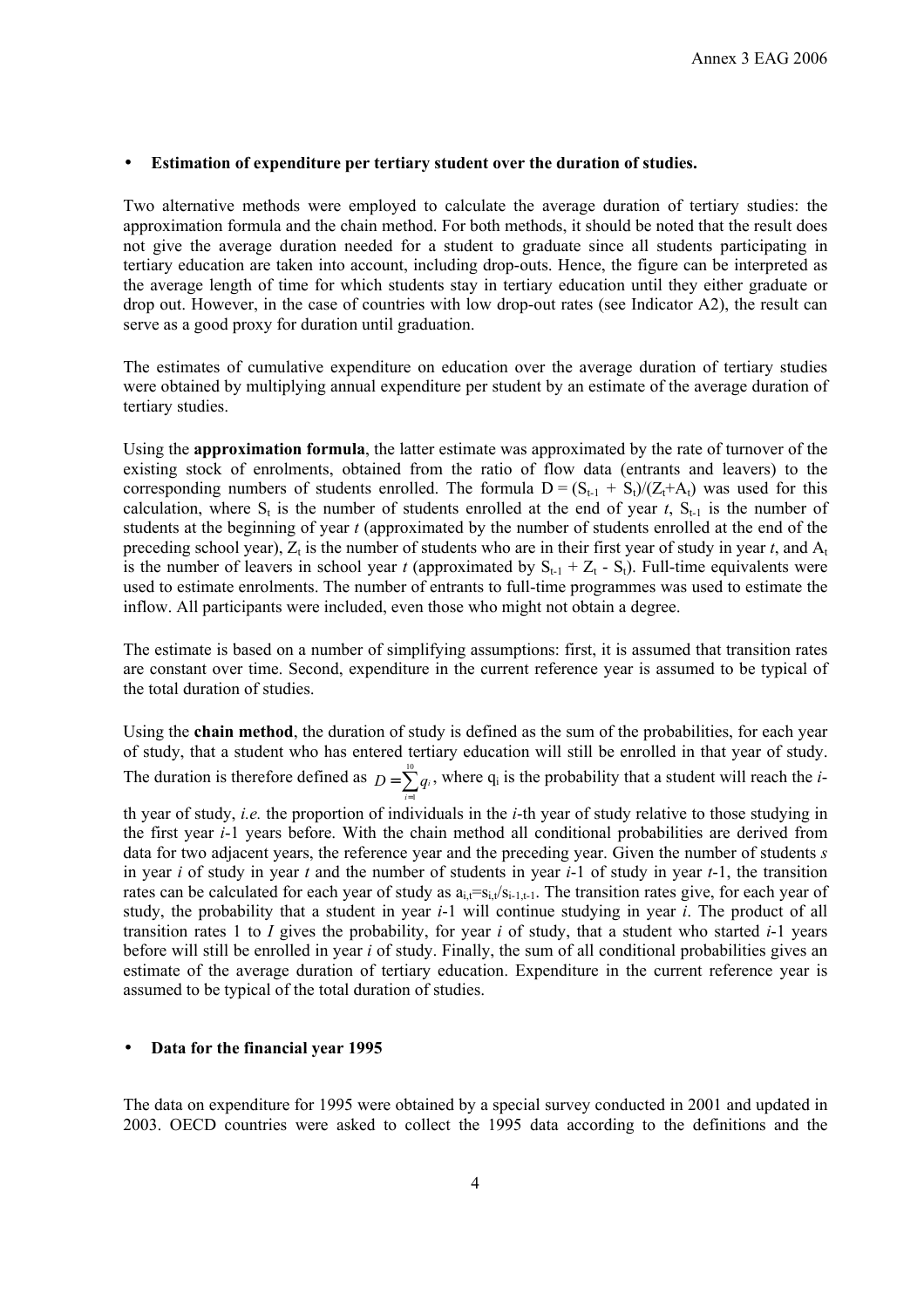- **Estimation of expenditure per tertiary student over the duration of studies.**

Two alternative methods were employed to calculate the average duration of tertiary studies: the approximation formula and the chain method. For both methods, it should be noted that the result does not give the average duration needed for a student to graduate since all students participating in tertiary education are taken into account, including drop-outs. Hence, the figure can be interpreted as the average length of time for which students stay in tertiary education until they either graduate or drop out. However, in the case of countries with low drop-out rates (see Indicator A2), the result can serve as a good proxy for duration until graduation.

The estimates of cumulative expenditure on education over the average duration of tertiary studies were obtained by multiplying annual expenditure per student by an estimate of the average duration of tertiary studies.

Using the **approximation formula**, the latter estimate was approximated by the rate of turnover of the existing stock of enrolments, obtained from the ratio of flow data (entrants and leavers) to the corresponding numbers of students enrolled. The formula $D = (S_{t-1} + S_t)/(Z_t+A_t)$ was used for this calculation, where $S_t$ is the number of students enrolled at the end of year $t$, $S_{t-1}$ is the number of students at the beginning of year $t$ (approximated by the number of students enrolled at the end of the preceding school year), $Z_t$ is the number of students who are in their first year of study in year $t$, and $A_t$ is the number of leavers in school year $t$ (approximated by $S_{t-1} + Z_t - S_t$). Full-time equivalents were used to estimate enrolments. The number of entrants to full-time programmes was used to estimate the inflow. All participants were included, even those who might not obtain a degree.

The estimate is based on a number of simplifying assumptions: first, it is assumed that transition rates are constant over time. Second, expenditure in the current reference year is assumed to be typical of the total duration of studies.

Using the **chain method**, the duration of study is defined as the sum of the probabilities, for each year of study, that a student who has entered tertiary education will still be enrolled in that year of study. The duration is therefore defined as $D = \sum_{i=1}^{10} q_i$, where $q_i$ is the probability that a student will reach the $i$-th year of study, *i.e.* the proportion of individuals in the $i$-th year of study relative to those studying in the first year $i$-1 years before. With the chain method all conditional probabilities are derived from data for two adjacent years, the reference year and the preceding year. Given the number of students $s$ in year $i$ of study in year $t$ and the number of students in year $i$-1 of study in year $t$-1, the transition rates can be calculated for each year of study as $a_{i,t}=s_{i,t}/s_{i-1,t-1}$. The transition rates give, for each year of study, the probability that a student in year $i$-1 will continue studying in year $i$. The product of all transition rates 1 to $I$ gives the probability, for year $i$ of study, that a student who started $i$-1 years before will still be enrolled in year $i$ of study. Finally, the sum of all conditional probabilities gives an estimate of the average duration of tertiary education. Expenditure in the current reference year is assumed to be typical of the total duration of studies.

- **Data for the financial year 1995**

The data on expenditure for 1995 were obtained by a special survey conducted in 2001 and updated in 2003. OECD countries were asked to collect the 1995 data according to the definitions and the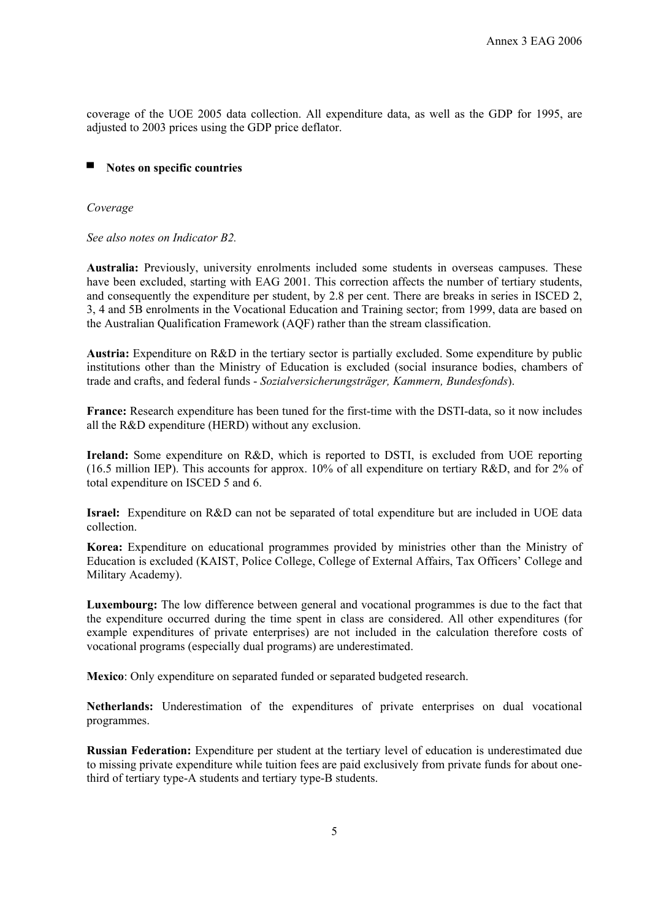coverage of the UOE 2005 data collection. All expenditure data, as well as the GDP for 1995, are adjusted to 2003 prices using the GDP price deflator.

## Notes on specific countries

*Coverage*

*See also notes on Indicator B2.*

**Australia:** Previously, university enrolments included some students in overseas campuses. These have been excluded, starting with EAG 2001. This correction affects the number of tertiary students, and consequently the expenditure per student, by 2.8 per cent. There are breaks in series in ISCED 2, 3, 4 and 5B enrolments in the Vocational Education and Training sector; from 1999, data are based on the Australian Qualification Framework (AQF) rather than the stream classification.

**Austria:** Expenditure on R&D in the tertiary sector is partially excluded. Some expenditure by public institutions other than the Ministry of Education is excluded (social insurance bodies, chambers of trade and crafts, and federal funds - *Sozialversicherungsträger, Kammern, Bundesfonds*).

**France:** Research expenditure has been tuned for the first-time with the DSTI-data, so it now includes all the R&D expenditure (HERD) without any exclusion.

**Ireland:** Some expenditure on R&D, which is reported to DSTI, is excluded from UOE reporting (16.5 million IEP). This accounts for approx. 10% of all expenditure on tertiary R&D, and for 2% of total expenditure on ISCED 5 and 6.

**Israel:** Expenditure on R&D can not be separated of total expenditure but are included in UOE data collection.

**Korea:** Expenditure on educational programmes provided by ministries other than the Ministry of Education is excluded (KAIST, Police College, College of External Affairs, Tax Officers' College and Military Academy).

**Luxembourg:** The low difference between general and vocational programmes is due to the fact that the expenditure occurred during the time spent in class are considered. All other expenditures (for example expenditures of private enterprises) are not included in the calculation therefore costs of vocational programs (especially dual programs) are underestimated.

**Mexico**: Only expenditure on separated funded or separated budgeted research.

**Netherlands:** Underestimation of the expenditures of private enterprises on dual vocational programmes.

**Russian Federation:** Expenditure per student at the tertiary level of education is underestimated due to missing private expenditure while tuition fees are paid exclusively from private funds for about one-third of tertiary type-A students and tertiary type-B students.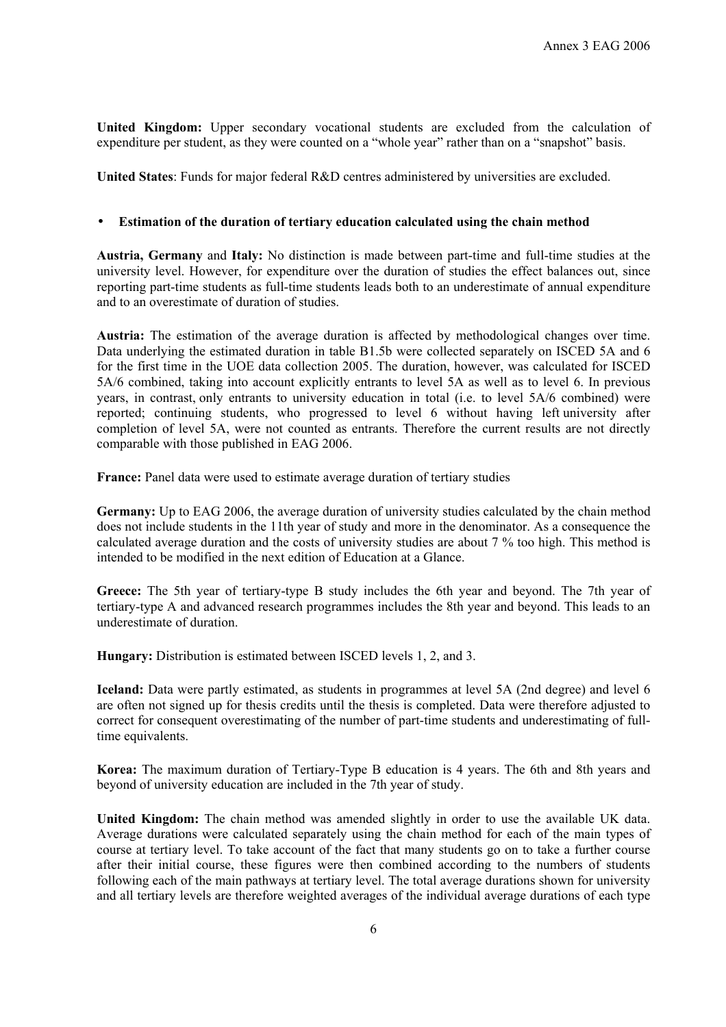**United Kingdom:** Upper secondary vocational students are excluded from the calculation of expenditure per student, as they were counted on a "whole year" rather than on a "snapshot" basis.

**United States**: Funds for major federal R&D centres administered by universities are excluded.

- **Estimation of the duration of tertiary education calculated using the chain method**

**Austria, Germany** and **Italy:** No distinction is made between part-time and full-time studies at the university level. However, for expenditure over the duration of studies the effect balances out, since reporting part-time students as full-time students leads both to an underestimate of annual expenditure and to an overestimate of duration of studies.

**Austria:** The estimation of the average duration is affected by methodological changes over time. Data underlying the estimated duration in table B1.5b were collected separately on ISCED 5A and 6 for the first time in the UOE data collection 2005. The duration, however, was calculated for ISCED 5A/6 combined, taking into account explicitly entrants to level 5A as well as to level 6. In previous years, in contrast, only entrants to university education in total (i.e. to level 5A/6 combined) were reported; continuing students, who progressed to level 6 without having left university after completion of level 5A, were not counted as entrants. Therefore the current results are not directly comparable with those published in EAG 2006.

**France:** Panel data were used to estimate average duration of tertiary studies

**Germany:** Up to EAG 2006, the average duration of university studies calculated by the chain method does not include students in the 11th year of study and more in the denominator. As a consequence the calculated average duration and the costs of university studies are about 7 % too high. This method is intended to be modified in the next edition of Education at a Glance.

**Greece:** The 5th year of tertiary-type B study includes the 6th year and beyond. The 7th year of tertiary-type A and advanced research programmes includes the 8th year and beyond. This leads to an underestimate of duration.

**Hungary:** Distribution is estimated between ISCED levels 1, 2, and 3.

**Iceland:** Data were partly estimated, as students in programmes at level 5A (2nd degree) and level 6 are often not signed up for thesis credits until the thesis is completed. Data were therefore adjusted to correct for consequent overestimating of the number of part-time students and underestimating of full-time equivalents.

**Korea:** The maximum duration of Tertiary-Type B education is 4 years. The 6th and 8th years and beyond of university education are included in the 7th year of study.

**United Kingdom:** The chain method was amended slightly in order to use the available UK data. Average durations were calculated separately using the chain method for each of the main types of course at tertiary level. To take account of the fact that many students go on to take a further course after their initial course, these figures were then combined according to the numbers of students following each of the main pathways at tertiary level. The total average durations shown for university and all tertiary levels are therefore weighted averages of the individual average durations of each type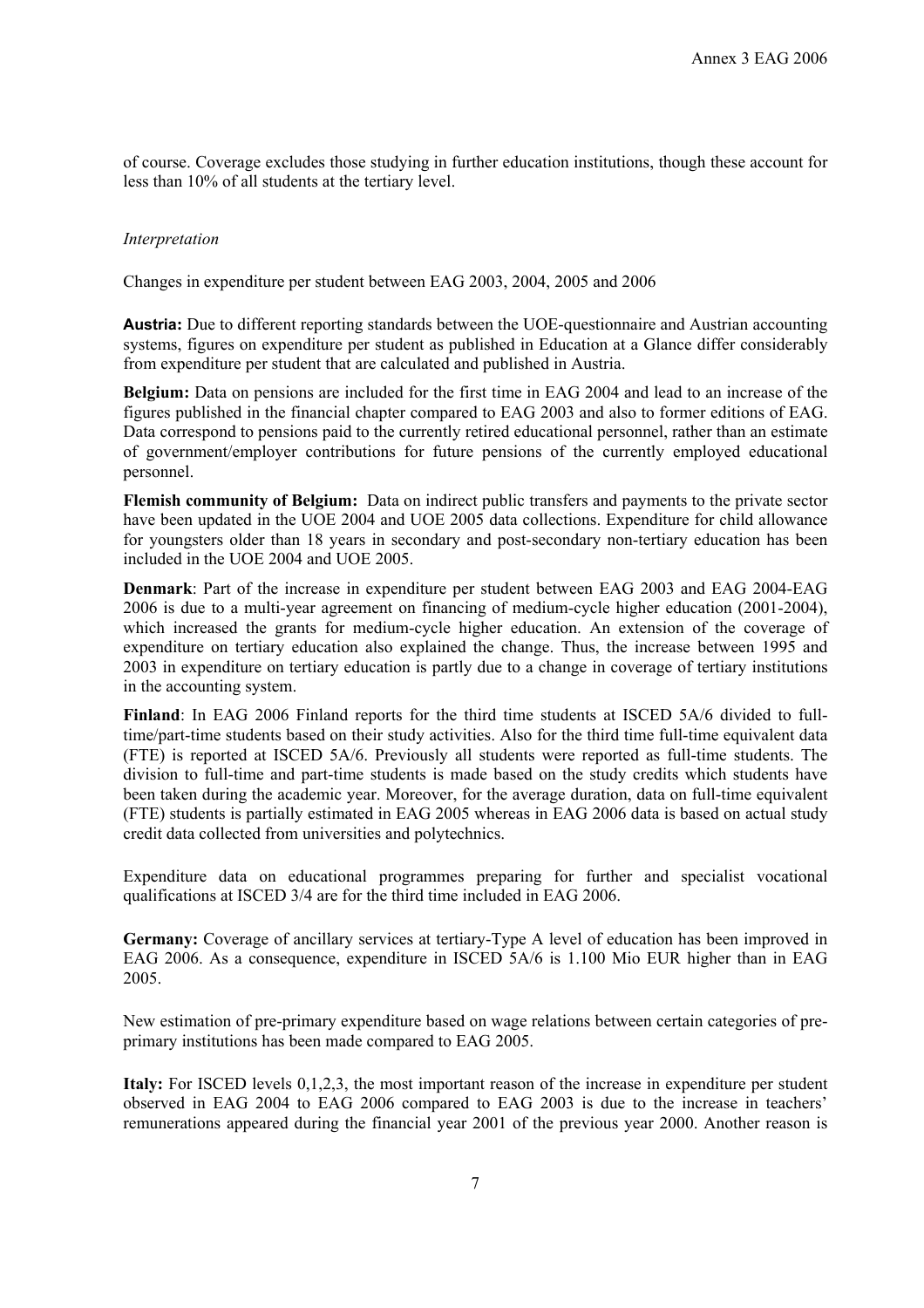of course. Coverage excludes those studying in further education institutions, though these account for less than 10% of all students at the tertiary level.

*Interpretation*

Changes in expenditure per student between EAG 2003, 2004, 2005 and 2006

**Austria:** Due to different reporting standards between the UOE-questionnaire and Austrian accounting systems, figures on expenditure per student as published in Education at a Glance differ considerably from expenditure per student that are calculated and published in Austria.

**Belgium:** Data on pensions are included for the first time in EAG 2004 and lead to an increase of the figures published in the financial chapter compared to EAG 2003 and also to former editions of EAG. Data correspond to pensions paid to the currently retired educational personnel, rather than an estimate of government/employer contributions for future pensions of the currently employed educational personnel.

**Flemish community of Belgium:** Data on indirect public transfers and payments to the private sector have been updated in the UOE 2004 and UOE 2005 data collections. Expenditure for child allowance for youngsters older than 18 years in secondary and post-secondary non-tertiary education has been included in the UOE 2004 and UOE 2005.

**Denmark**: Part of the increase in expenditure per student between EAG 2003 and EAG 2004-EAG 2006 is due to a multi-year agreement on financing of medium-cycle higher education (2001-2004), which increased the grants for medium-cycle higher education. An extension of the coverage of expenditure on tertiary education also explained the change. Thus, the increase between 1995 and 2003 in expenditure on tertiary education is partly due to a change in coverage of tertiary institutions in the accounting system.

**Finland**: In EAG 2006 Finland reports for the third time students at ISCED 5A/6 divided to full-time/part-time students based on their study activities. Also for the third time full-time equivalent data (FTE) is reported at ISCED 5A/6. Previously all students were reported as full-time students. The division to full-time and part-time students is made based on the study credits which students have been taken during the academic year. Moreover, for the average duration, data on full-time equivalent (FTE) students is partially estimated in EAG 2005 whereas in EAG 2006 data is based on actual study credit data collected from universities and polytechnics.

Expenditure data on educational programmes preparing for further and specialist vocational qualifications at ISCED 3/4 are for the third time included in EAG 2006.

**Germany:** Coverage of ancillary services at tertiary-Type A level of education has been improved in EAG 2006. As a consequence, expenditure in ISCED 5A/6 is 1.100 Mio EUR higher than in EAG 2005.

New estimation of pre-primary expenditure based on wage relations between certain categories of pre-primary institutions has been made compared to EAG 2005.

**Italy:** For ISCED levels 0,1,2,3, the most important reason of the increase in expenditure per student observed in EAG 2004 to EAG 2006 compared to EAG 2003 is due to the increase in teachers' remunerations appeared during the financial year 2001 of the previous year 2000. Another reason is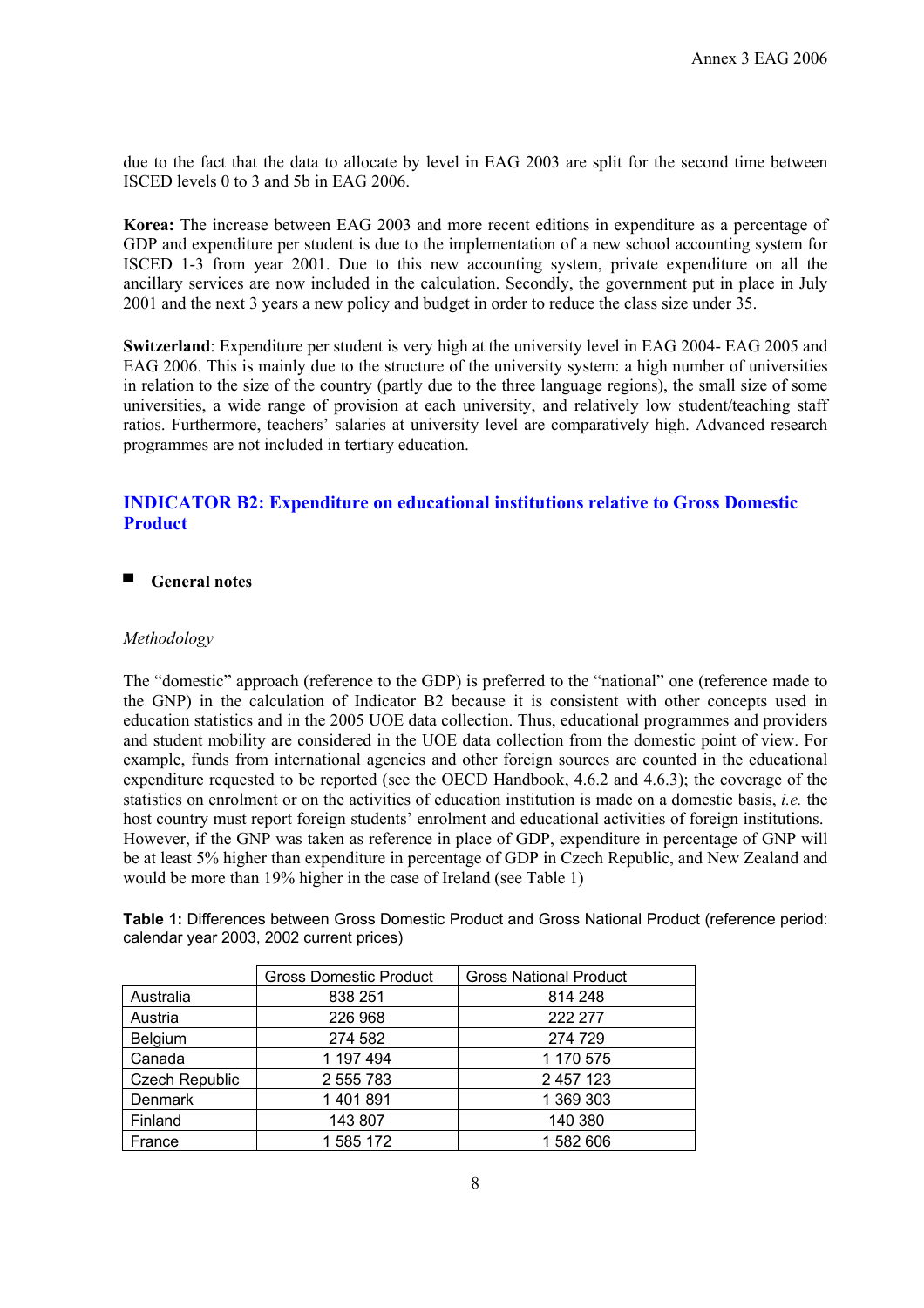due to the fact that the data to allocate by level in EAG 2003 are split for the second time between ISCED levels 0 to 3 and 5b in EAG 2006.

**Korea:** The increase between EAG 2003 and more recent editions in expenditure as a percentage of GDP and expenditure per student is due to the implementation of a new school accounting system for ISCED 1-3 from year 2001. Due to this new accounting system, private expenditure on all the ancillary services are now included in the calculation. Secondly, the government put in place in July 2001 and the next 3 years a new policy and budget in order to reduce the class size under 35.

**Switzerland**: Expenditure per student is very high at the university level in EAG 2004- EAG 2005 and EAG 2006. This is mainly due to the structure of the university system: a high number of universities in relation to the size of the country (partly due to the three language regions), the small size of some universities, a wide range of provision at each university, and relatively low student/teaching staff ratios. Furthermore, teachers' salaries at university level are comparatively high. Advanced research programmes are not included in tertiary education.

## INDICATOR B2: Expenditure on educational institutions relative to Gross Domestic Product

### General notes

*Methodology*

The "domestic" approach (reference to the GDP) is preferred to the "national" one (reference made to the GNP) in the calculation of Indicator B2 because it is consistent with other concepts used in education statistics and in the 2005 UOE data collection. Thus, educational programmes and providers and student mobility are considered in the UOE data collection from the domestic point of view. For example, funds from international agencies and other foreign sources are counted in the educational expenditure requested to be reported (see the OECD Handbook, 4.6.2 and 4.6.3); the coverage of the statistics on enrolment or on the activities of education institution is made on a domestic basis, *i.e.* the host country must report foreign students' enrolment and educational activities of foreign institutions. However, if the GNP was taken as reference in place of GDP, expenditure in percentage of GNP will be at least 5% higher than expenditure in percentage of GDP in Czech Republic, and New Zealand and would be more than 19% higher in the case of Ireland (see Table 1)

**Table 1:** Differences between Gross Domestic Product and Gross National Product (reference period: calendar year 2003, 2002 current prices)

| | Gross Domestic Product | Gross National Product |
|---|---|---|
| Australia | 838 251 | 814 248 |
| Austria | 226 968 | 222 277 |
| Belgium | 274 582 | 274 729 |
| Canada | 1 197 494 | 1 170 575 |
| Czech Republic | 2 555 783 | 2 457 123 |
| Denmark | 1 401 891 | 1 369 303 |
| Finland | 143 807 | 140 380 |
| France | 1 585 172 | 1 582 606 |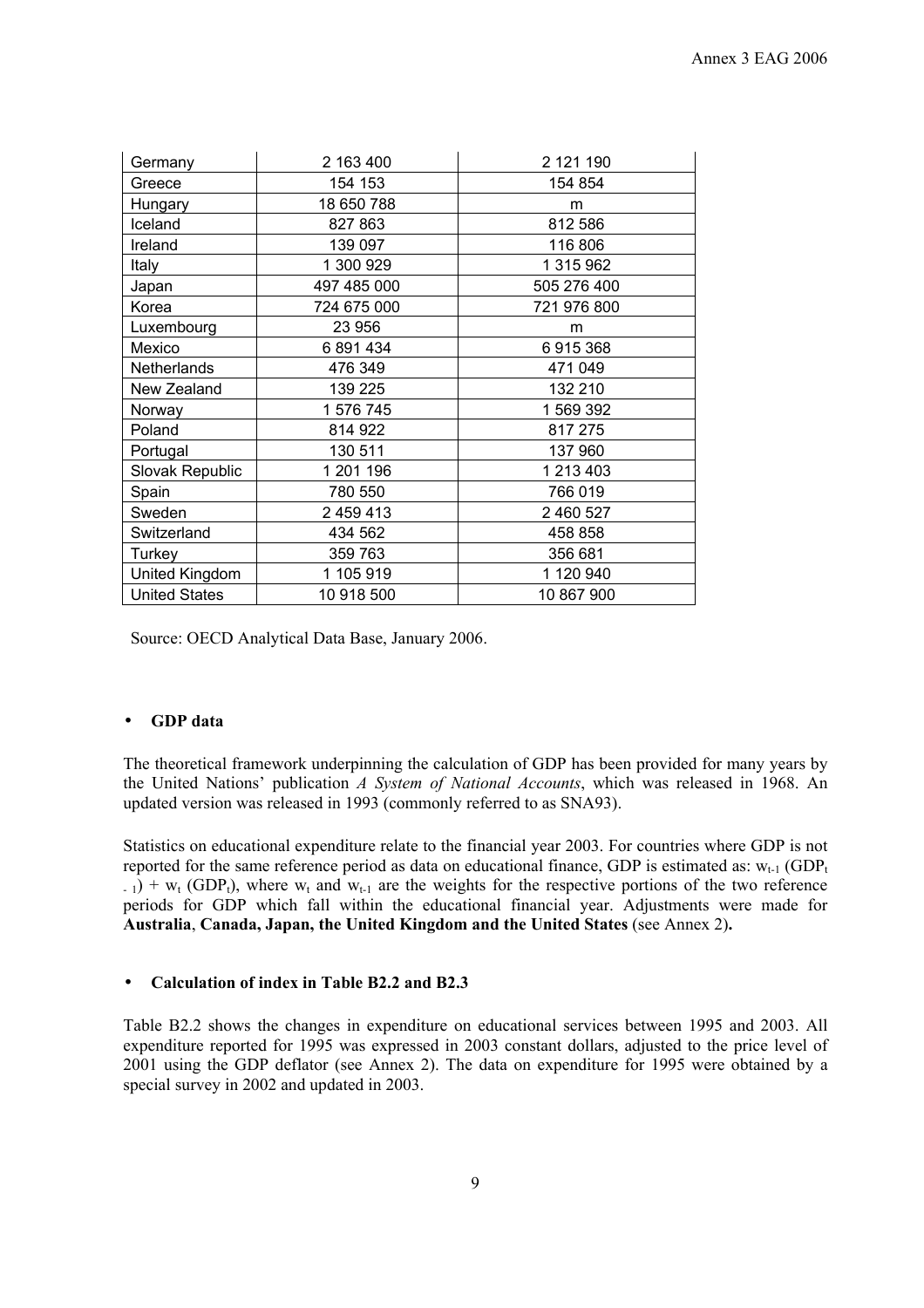| Germany | 2 163 400 | 2 121 190 |
|---|---|---|
| Greece | 154 153 | 154 854 |
| Hungary | 18 650 788 | m |
| Iceland | 827 863 | 812 586 |
| Ireland | 139 097 | 116 806 |
| Italy | 1 300 929 | 1 315 962 |
| Japan | 497 485 000 | 505 276 400 |
| Korea | 724 675 000 | 721 976 800 |
| Luxembourg | 23 956 | m |
| Mexico | 6 891 434 | 6 915 368 |
| Netherlands | 476 349 | 471 049 |
| New Zealand | 139 225 | 132 210 |
| Norway | 1 576 745 | 1 569 392 |
| Poland | 814 922 | 817 275 |
| Portugal | 130 511 | 137 960 |
| Slovak Republic | 1 201 196 | 1 213 403 |
| Spain | 780 550 | 766 019 |
| Sweden | 2 459 413 | 2 460 527 |
| Switzerland | 434 562 | 458 858 |
| Turkey | 359 763 | 356 681 |
| United Kingdom | 1 105 919 | 1 120 940 |
| United States | 10 918 500 | 10 867 900 |

Source: OECD Analytical Data Base, January 2006.

- **GDP data**

The theoretical framework underpinning the calculation of GDP has been provided for many years by the United Nations' publication *A System of National Accounts*, which was released in 1968. An updated version was released in 1993 (commonly referred to as SNA93).

Statistics on educational expenditure relate to the financial year 2003. For countries where GDP is not reported for the same reference period as data on educational finance, GDP is estimated as: $w_{t-1}$ ($GDP_{t-1}$) + $w_t$ ($GDP_t$), where $w_t$ and $w_{t-1}$ are the weights for the respective portions of the two reference periods for GDP which fall within the educational financial year. Adjustments were made for **Australia**, **Canada, Japan, the United Kingdom and the United States** (see Annex 2)**.**

- **Calculation of index in Table B2.2 and B2.3**

Table B2.2 shows the changes in expenditure on educational services between 1995 and 2003. All expenditure reported for 1995 was expressed in 2003 constant dollars, adjusted to the price level of 2001 using the GDP deflator (see Annex 2). The data on expenditure for 1995 were obtained by a special survey in 2002 and updated in 2003.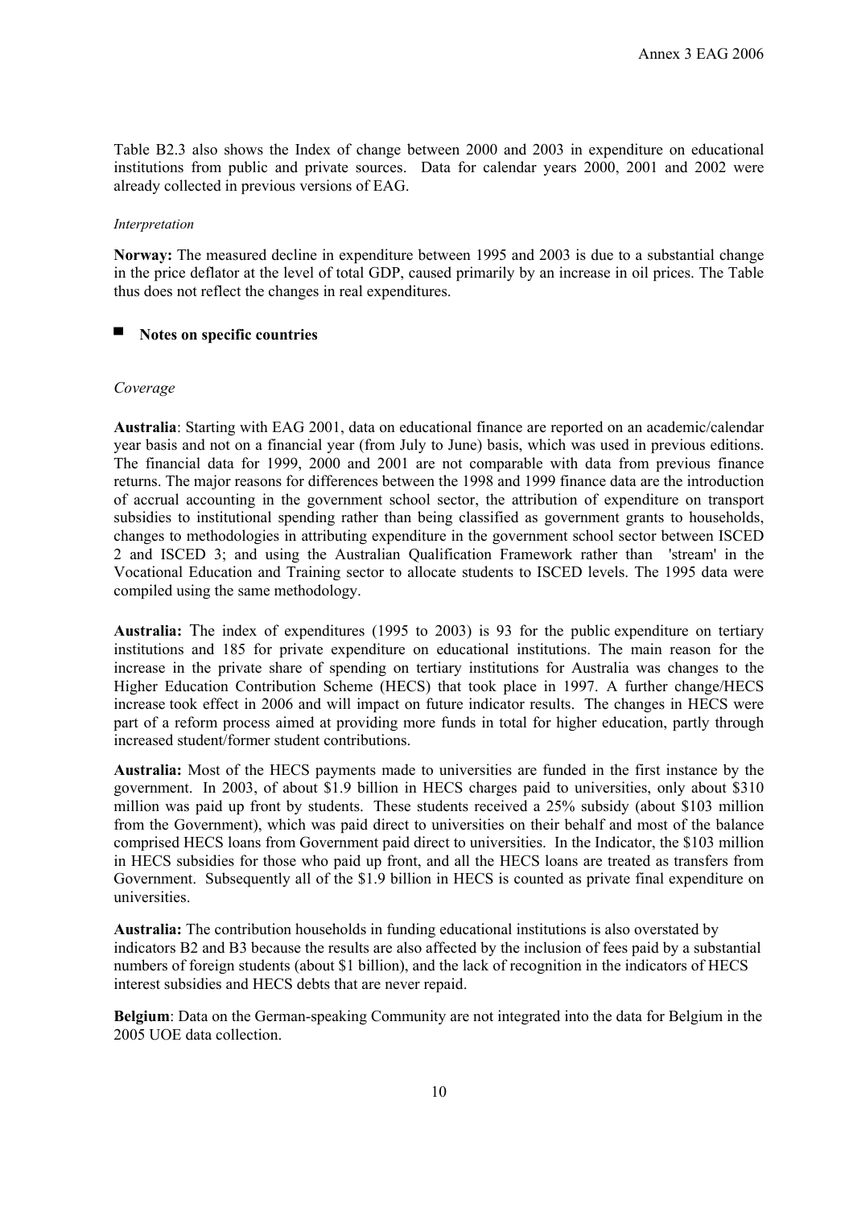Table B2.3 also shows the Index of change between 2000 and 2003 in expenditure on educational institutions from public and private sources. Data for calendar years 2000, 2001 and 2002 were already collected in previous versions of EAG.

*Interpretation*

**Norway:** The measured decline in expenditure between 1995 and 2003 is due to a substantial change in the price deflator at the level of total GDP, caused primarily by an increase in oil prices. The Table thus does not reflect the changes in real expenditures.

## Notes on specific countries

*Coverage*

**Australia**: Starting with EAG 2001, data on educational finance are reported on an academic/calendar year basis and not on a financial year (from July to June) basis, which was used in previous editions. The financial data for 1999, 2000 and 2001 are not comparable with data from previous finance returns. The major reasons for differences between the 1998 and 1999 finance data are the introduction of accrual accounting in the government school sector, the attribution of expenditure on transport subsidies to institutional spending rather than being classified as government grants to households, changes to methodologies in attributing expenditure in the government school sector between ISCED 2 and ISCED 3; and using the Australian Qualification Framework rather than 'stream' in the Vocational Education and Training sector to allocate students to ISCED levels. The 1995 data were compiled using the same methodology.

**Australia:** The index of expenditures (1995 to 2003) is 93 for the public expenditure on tertiary institutions and 185 for private expenditure on educational institutions. The main reason for the increase in the private share of spending on tertiary institutions for Australia was changes to the Higher Education Contribution Scheme (HECS) that took place in 1997. A further change/HECS increase took effect in 2006 and will impact on future indicator results. The changes in HECS were part of a reform process aimed at providing more funds in total for higher education, partly through increased student/former student contributions.

**Australia:** Most of the HECS payments made to universities are funded in the first instance by the government. In 2003, of about $1.9 billion in HECS charges paid to universities, only about $310 million was paid up front by students. These students received a 25% subsidy (about $103 million from the Government), which was paid direct to universities on their behalf and most of the balance comprised HECS loans from Government paid direct to universities. In the Indicator, the $103 million in HECS subsidies for those who paid up front, and all the HECS loans are treated as transfers from Government. Subsequently all of the $1.9 billion in HECS is counted as private final expenditure on universities.

**Australia:** The contribution households in funding educational institutions is also overstated by indicators B2 and B3 because the results are also affected by the inclusion of fees paid by a substantial numbers of foreign students (about $1 billion), and the lack of recognition in the indicators of HECS interest subsidies and HECS debts that are never repaid.

**Belgium**: Data on the German-speaking Community are not integrated into the data for Belgium in the 2005 UOE data collection.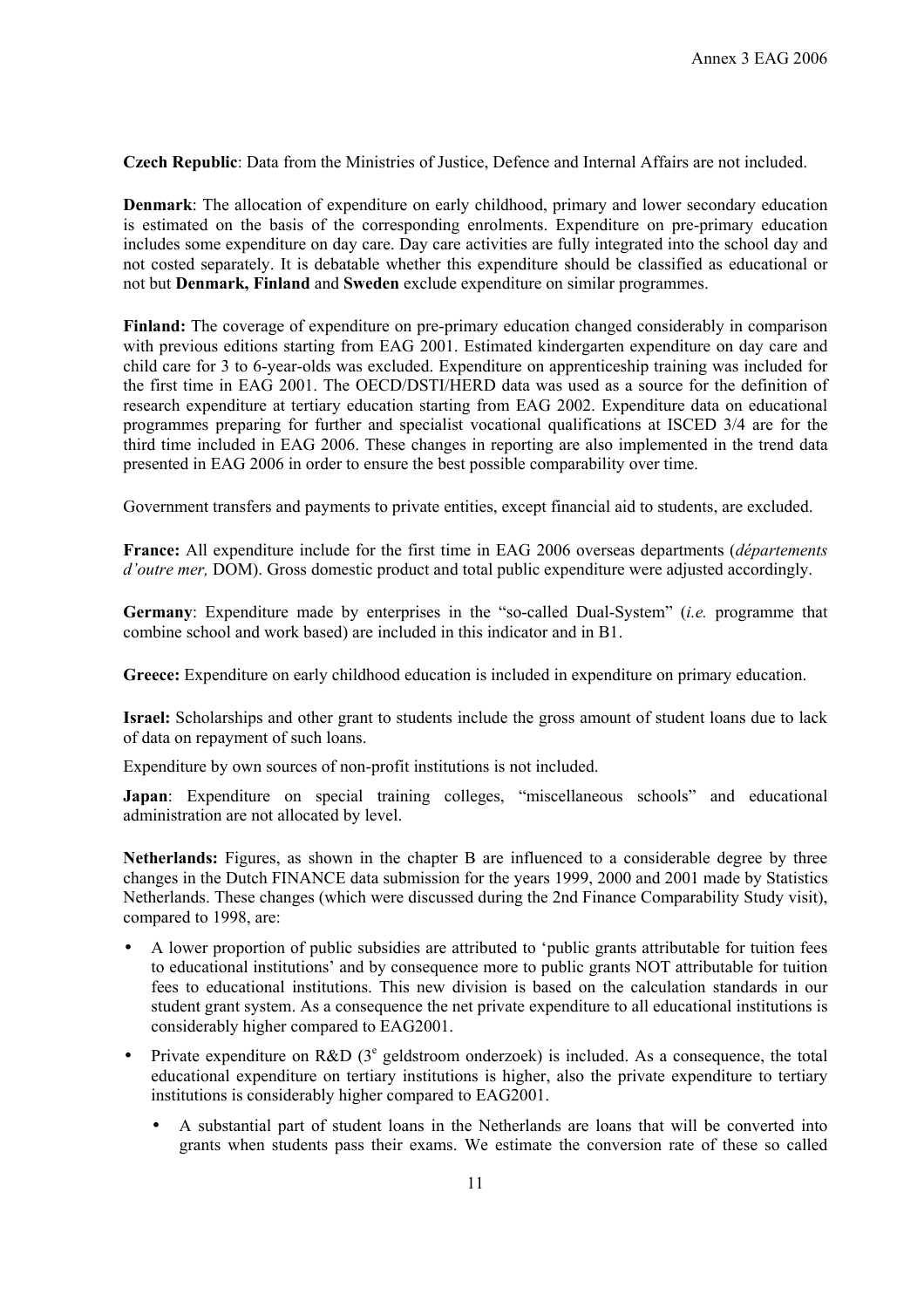**Czech Republic**: Data from the Ministries of Justice, Defence and Internal Affairs are not included.

**Denmark**: The allocation of expenditure on early childhood, primary and lower secondary education is estimated on the basis of the corresponding enrolments. Expenditure on pre-primary education includes some expenditure on day care. Day care activities are fully integrated into the school day and not costed separately. It is debatable whether this expenditure should be classified as educational or not but **Denmark, Finland** and **Sweden** exclude expenditure on similar programmes.

**Finland:** The coverage of expenditure on pre-primary education changed considerably in comparison with previous editions starting from EAG 2001. Estimated kindergarten expenditure on day care and child care for 3 to 6-year-olds was excluded. Expenditure on apprenticeship training was included for the first time in EAG 2001. The OECD/DSTI/HERD data was used as a source for the definition of research expenditure at tertiary education starting from EAG 2002. Expenditure data on educational programmes preparing for further and specialist vocational qualifications at ISCED 3/4 are for the third time included in EAG 2006. These changes in reporting are also implemented in the trend data presented in EAG 2006 in order to ensure the best possible comparability over time.

Government transfers and payments to private entities, except financial aid to students, are excluded.

**France:** All expenditure include for the first time in EAG 2006 overseas departments (*départements d'outre mer,* DOM). Gross domestic product and total public expenditure were adjusted accordingly.

**Germany**: Expenditure made by enterprises in the "so-called Dual-System" (*i.e.* programme that combine school and work based) are included in this indicator and in B1.

**Greece:** Expenditure on early childhood education is included in expenditure on primary education.

**Israel:** Scholarships and other grant to students include the gross amount of student loans due to lack of data on repayment of such loans.

Expenditure by own sources of non-profit institutions is not included.

**Japan**: Expenditure on special training colleges, "miscellaneous schools" and educational administration are not allocated by level.

**Netherlands:** Figures, as shown in the chapter B are influenced to a considerable degree by three changes in the Dutch FINANCE data submission for the years 1999, 2000 and 2001 made by Statistics Netherlands. These changes (which were discussed during the 2nd Finance Comparability Study visit), compared to 1998, are:

- A lower proportion of public subsidies are attributed to 'public grants attributable for tuition fees to educational institutions' and by consequence more to public grants NOT attributable for tuition fees to educational institutions. This new division is based on the calculation standards in our student grant system. As a consequence the net private expenditure to all educational institutions is considerably higher compared to EAG2001.
- Private expenditure on R&D (3[e] geldstroom onderzoek) is included. As a consequence, the total educational expenditure on tertiary institutions is higher, also the private expenditure to tertiary institutions is considerably higher compared to EAG2001.
  - A substantial part of student loans in the Netherlands are loans that will be converted into grants when students pass their exams. We estimate the conversion rate of these so called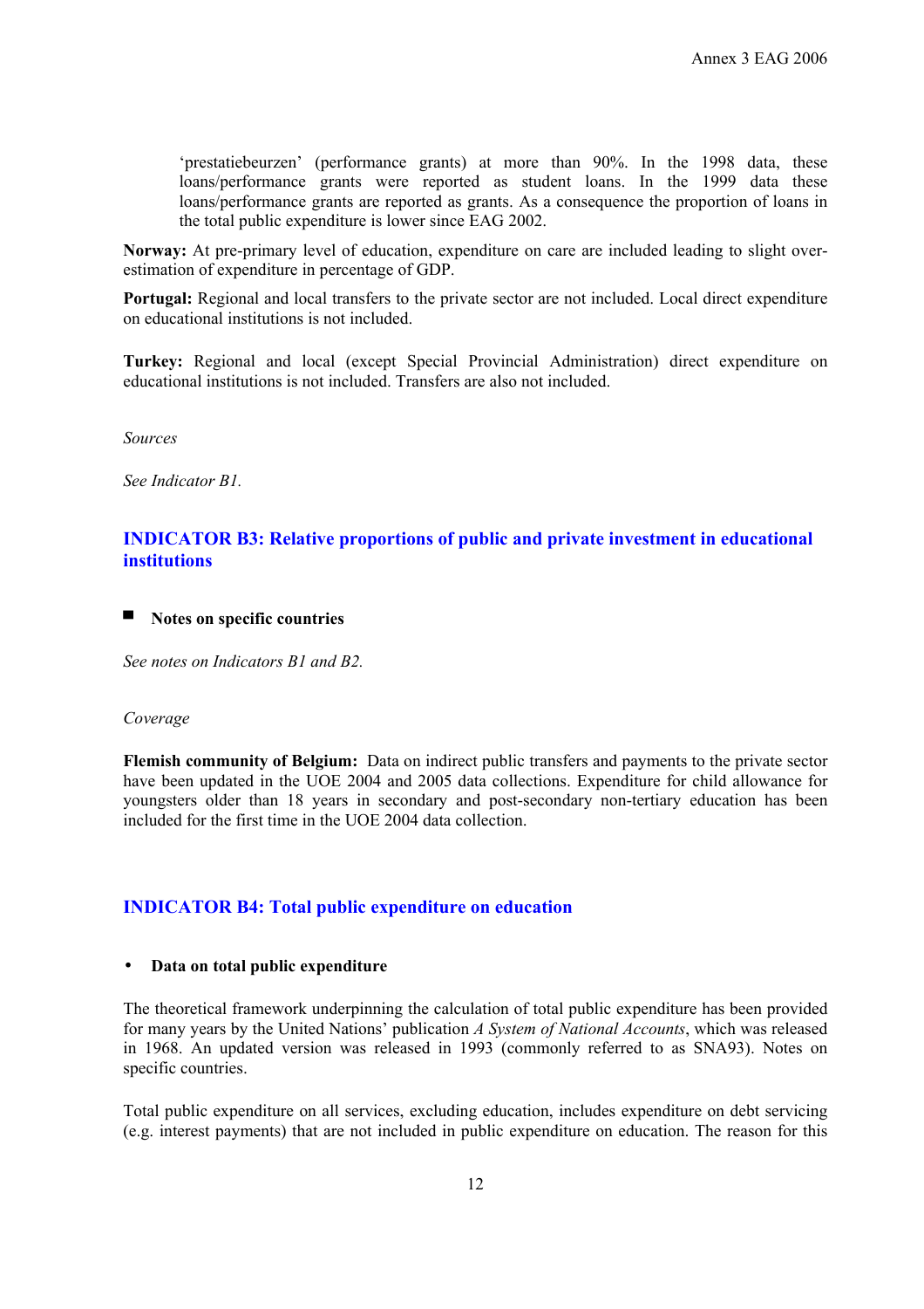'prestatiebeurzen' (performance grants) at more than 90%. In the 1998 data, these loans/performance grants were reported as student loans. In the 1999 data these loans/performance grants are reported as grants. As a consequence the proportion of loans in the total public expenditure is lower since EAG 2002.

**Norway:** At pre-primary level of education, expenditure on care are included leading to slight over-estimation of expenditure in percentage of GDP.

**Portugal:** Regional and local transfers to the private sector are not included. Local direct expenditure on educational institutions is not included.

**Turkey:** Regional and local (except Special Provincial Administration) direct expenditure on educational institutions is not included. Transfers are also not included.

*Sources*

*See Indicator B1.*

## INDICATOR B3: Relative proportions of public and private investment in educational institutions

- **Notes on specific countries**

*See notes on Indicators B1 and B2.*

*Coverage*

**Flemish community of Belgium:** Data on indirect public transfers and payments to the private sector have been updated in the UOE 2004 and 2005 data collections. Expenditure for child allowance for youngsters older than 18 years in secondary and post-secondary non-tertiary education has been included for the first time in the UOE 2004 data collection.

## INDICATOR B4: Total public expenditure on education

- **Data on total public expenditure**

The theoretical framework underpinning the calculation of total public expenditure has been provided for many years by the United Nations' publication *A System of National Accounts*, which was released in 1968. An updated version was released in 1993 (commonly referred to as SNA93). Notes on specific countries.

Total public expenditure on all services, excluding education, includes expenditure on debt servicing (e.g. interest payments) that are not included in public expenditure on education. The reason for this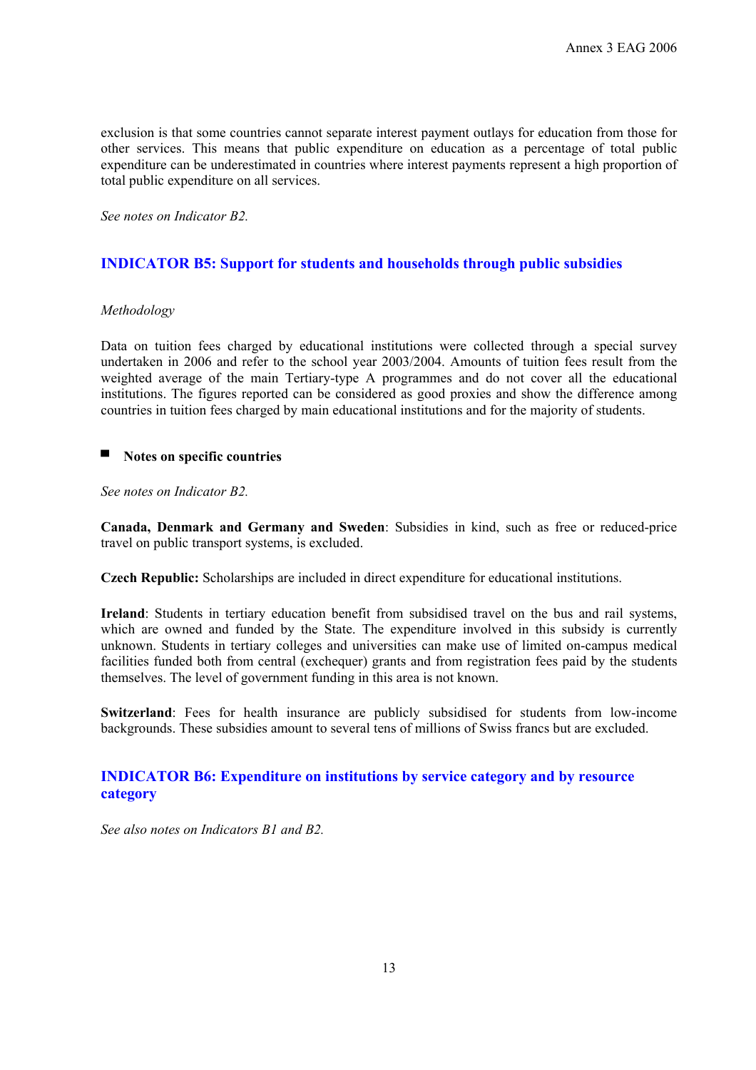exclusion is that some countries cannot separate interest payment outlays for education from those for other services. This means that public expenditure on education as a percentage of total public expenditure can be underestimated in countries where interest payments represent a high proportion of total public expenditure on all services.

*See notes on Indicator B2.*

## INDICATOR B5: Support for students and households through public subsidies

*Methodology*

Data on tuition fees charged by educational institutions were collected through a special survey undertaken in 2006 and refer to the school year 2003/2004. Amounts of tuition fees result from the weighted average of the main Tertiary-type A programmes and do not cover all the educational institutions. The figures reported can be considered as good proxies and show the difference among countries in tuition fees charged by main educational institutions and for the majority of students.

### Notes on specific countries

*See notes on Indicator B2.*

**Canada, Denmark and Germany and Sweden**: Subsidies in kind, such as free or reduced-price travel on public transport systems, is excluded.

**Czech Republic:** Scholarships are included in direct expenditure for educational institutions.

**Ireland**: Students in tertiary education benefit from subsidised travel on the bus and rail systems, which are owned and funded by the State. The expenditure involved in this subsidy is currently unknown. Students in tertiary colleges and universities can make use of limited on-campus medical facilities funded both from central (exchequer) grants and from registration fees paid by the students themselves. The level of government funding in this area is not known.

**Switzerland**: Fees for health insurance are publicly subsidised for students from low-income backgrounds. These subsidies amount to several tens of millions of Swiss francs but are excluded.

## INDICATOR B6: Expenditure on institutions by service category and by resource category

*See also notes on Indicators B1 and B2.*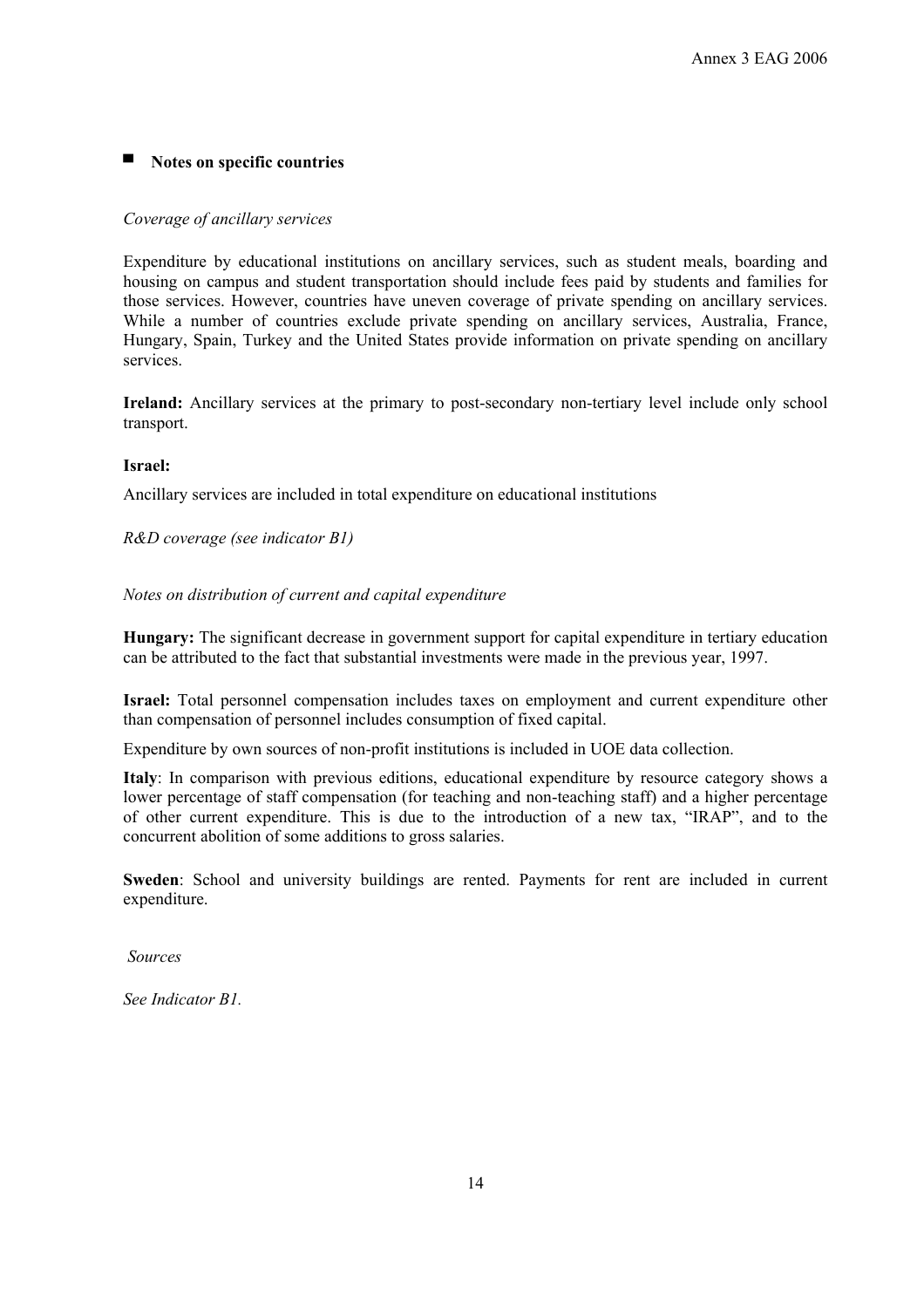## Notes on specific countries

*Coverage of ancillary services*

Expenditure by educational institutions on ancillary services, such as student meals, boarding and housing on campus and student transportation should include fees paid by students and families for those services. However, countries have uneven coverage of private spending on ancillary services. While a number of countries exclude private spending on ancillary services, Australia, France, Hungary, Spain, Turkey and the United States provide information on private spending on ancillary services.

**Ireland:** Ancillary services at the primary to post-secondary non-tertiary level include only school transport.

**Israel:**

Ancillary services are included in total expenditure on educational institutions

*R&D coverage (see indicator B1)*

*Notes on distribution of current and capital expenditure*

**Hungary:** The significant decrease in government support for capital expenditure in tertiary education can be attributed to the fact that substantial investments were made in the previous year, 1997.

**Israel:** Total personnel compensation includes taxes on employment and current expenditure other than compensation of personnel includes consumption of fixed capital.

Expenditure by own sources of non-profit institutions is included in UOE data collection.

**Italy**: In comparison with previous editions, educational expenditure by resource category shows a lower percentage of staff compensation (for teaching and non-teaching staff) and a higher percentage of other current expenditure. This is due to the introduction of a new tax, "IRAP", and to the concurrent abolition of some additions to gross salaries.

**Sweden**: School and university buildings are rented. Payments for rent are included in current expenditure.

*Sources*

*See Indicator B1.*